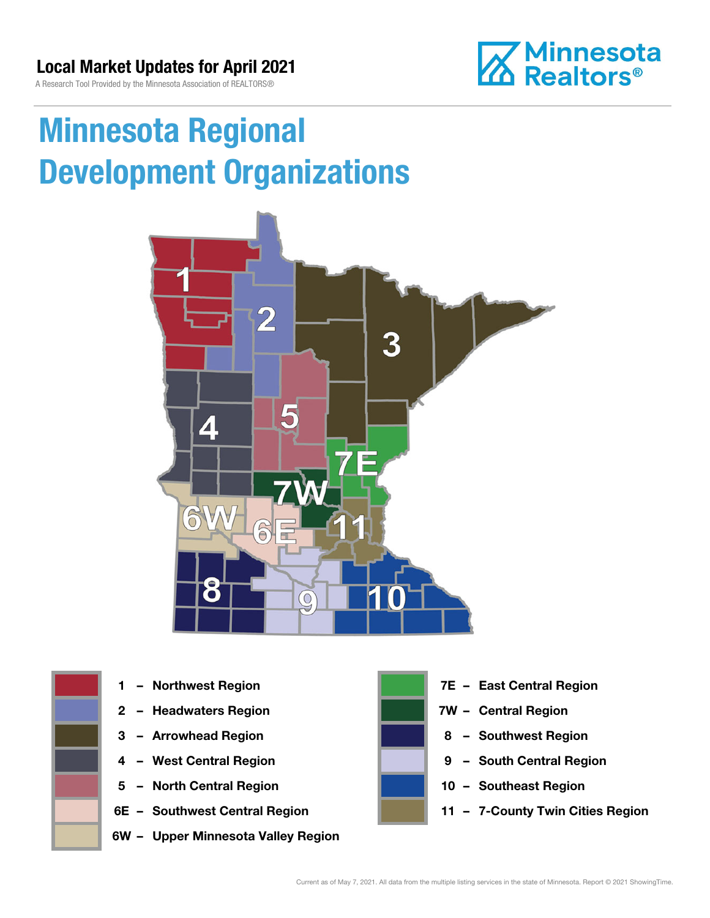# Local Market Updates for April 2021

A Research Tool Provided by the Minnesota Association of REALTORS®

Minnesota Realtors®

## Minnesota Regional Development Organizations

- 1 – Northwest Region
- 2 – Headwaters Region
- 3 – Arrowhead Region
- 4 – West Central Region
- 5 – North Central Region
- 6E – Southwest Central Region
- 6W – Upper Minnesota Valley Region
- 7E – East Central Region
- 7W – Central Region
- 8 – Southwest Region
- 9 – South Central Region
- 10 – Southeast Region
- 11 – 7-County Twin Cities Region

Current as of May 7, 2021. All data from the multiple listing services in the state of Minnesota. Report © 2021 ShowingTime.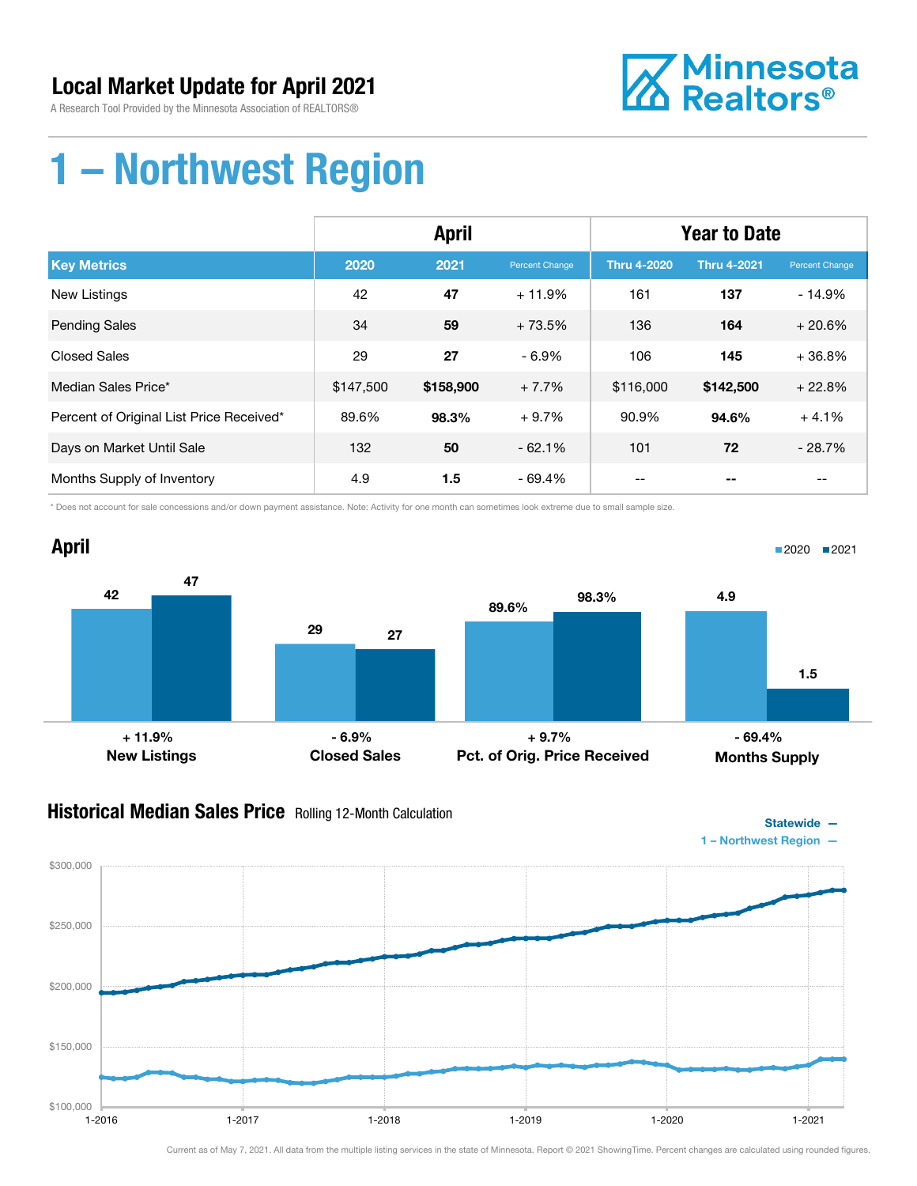# Local Market Update for April 2021

A Research Tool Provided by the Minnesota Association of REALTORS®

# 1 – Northwest Region

| | April | | | Year to Date | | |
|---|---|---|---|---|---|---|
| **Key Metrics** | **2020** | **2021** | **Percent Change** | **Thru 4-2020** | **Thru 4-2021** | **Percent Change** |
| New Listings | 42 | **47** | + 11.9% | 161 | **137** | - 14.9% |
| Pending Sales | 34 | **59** | + 73.5% | 136 | **164** | + 20.6% |
| Closed Sales | 29 | **27** | - 6.9% | 106 | **145** | + 36.8% |
| Median Sales Price* | $147,500 | **$158,900** | + 7.7% | $116,000 | **$142,500** | + 22.8% |
| Percent of Original List Price Received* | 89.6% | **98.3%** | + 9.7% | 90.9% | **94.6%** | + 4.1% |
| Days on Market Until Sale | 132 | **50** | - 62.1% | 101 | **72** | - 28.7% |
| Months Supply of Inventory | 4.9 | **1.5** | - 69.4% | -- | **--** | -- |

\* Does not account for sale concessions and/or down payment assistance. Note: Activity for one month can sometimes look extreme due to small sample size.

## April

| | 2020 | 2021 | Change |
|---|---|---|---|
| New Listings | 42 | 47 | + 11.9% |
| Closed Sales | 29 | 27 | - 6.9% |
| Pct. of Orig. Price Received | 89.6% | 98.3% | + 9.7% |
| Months Supply | 4.9 | 1.5 | - 69.4% |

## Historical Median Sales Price
Rolling 12-Month Calculation

Statewide —
1 – Northwest Region —

Current as of May 7, 2021. All data from the multiple listing services in the state of Minnesota. Report © 2021 ShowingTime. Percent changes are calculated using rounded figures.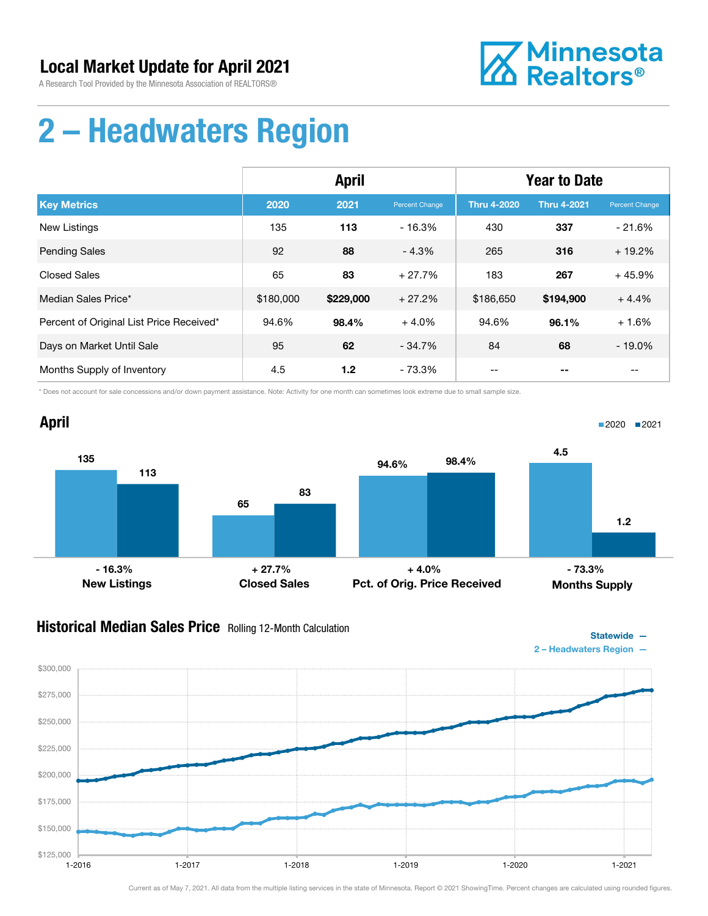# Local Market Update for April 2021

A Research Tool Provided by the Minnesota Association of REALTORS®

## 2 – Headwaters Region

| | April | | | Year to Date | | |
|---|---|---|---|---|---|---|
| **Key Metrics** | **2020** | **2021** | **Percent Change** | **Thru 4-2020** | **Thru 4-2021** | **Percent Change** |
| New Listings | 135 | **113** | - 16.3% | 430 | **337** | - 21.6% |
| Pending Sales | 92 | **88** | - 4.3% | 265 | **316** | + 19.2% |
| Closed Sales | 65 | **83** | + 27.7% | 183 | **267** | + 45.9% |
| Median Sales Price* | $180,000 | **$229,000** | + 27.2% | $186,650 | **$194,900** | + 4.4% |
| Percent of Original List Price Received* | 94.6% | **98.4%** | + 4.0% | 94.6% | **96.1%** | + 1.6% |
| Days on Market Until Sale | 95 | **62** | - 34.7% | 84 | **68** | - 19.0% |
| Months Supply of Inventory | 4.5 | **1.2** | - 73.3% | -- | **--** | -- |

\* Does not account for sale concessions and/or down payment assistance. Note: Activity for one month can sometimes look extreme due to small sample size.

### April

| | 2020 | 2021 | Change |
|---|---|---|---|
| New Listings | 135 | 113 | - 16.3% |
| Closed Sales | 65 | 83 | + 27.7% |
| Pct. of Orig. Price Received | 94.6% | 98.4% | + 4.0% |
| Months Supply | 4.5 | 1.2 | - 73.3% |

### Historical Median Sales Price Rolling 12-Month Calculation

Statewide —
2 – Headwaters Region —

Current as of May 7, 2021. All data from the multiple listing services in the state of Minnesota. Report © 2021 ShowingTime. Percent changes are calculated using rounded figures.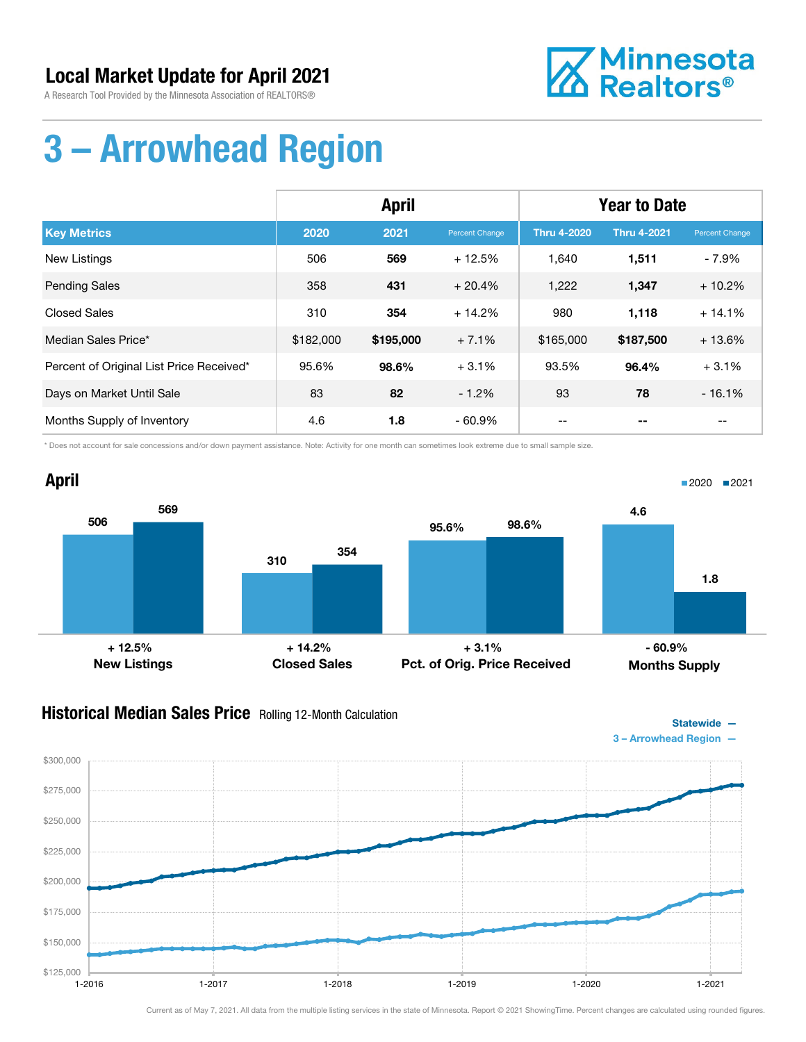# Local Market Update for April 2021

A Research Tool Provided by the Minnesota Association of REALTORS®

Minnesota Realtors®

# 3 – Arrowhead Region

| | April | | | Year to Date | | |
|---|---|---|---|---|---|---|
| **Key Metrics** | **2020** | **2021** | **Percent Change** | **Thru 4-2020** | **Thru 4-2021** | **Percent Change** |
| New Listings | 506 | **569** | + 12.5% | 1,640 | **1,511** | - 7.9% |
| Pending Sales | 358 | **431** | + 20.4% | 1,222 | **1,347** | + 10.2% |
| Closed Sales | 310 | **354** | + 14.2% | 980 | **1,118** | + 14.1% |
| Median Sales Price* | $182,000 | **$195,000** | + 7.1% | $165,000 | **$187,500** | + 13.6% |
| Percent of Original List Price Received* | 95.6% | **98.6%** | + 3.1% | 93.5% | **96.4%** | + 3.1% |
| Days on Market Until Sale | 83 | **82** | - 1.2% | 93 | **78** | - 16.1% |
| Months Supply of Inventory | 4.6 | **1.8** | - 60.9% | -- | **--** | -- |

\* Does not account for sale concessions and/or down payment assistance. Note: Activity for one month can sometimes look extreme due to small sample size.

## April

| | 2020 | 2021 | Change |
|---|---|---|---|
| New Listings | 506 | 569 | + 12.5% |
| Closed Sales | 310 | 354 | + 14.2% |
| Pct. of Orig. Price Received | 95.6% | 98.6% | + 3.1% |
| Months Supply | 4.6 | 1.8 | - 60.9% |

## Historical Median Sales Price

Rolling 12-Month Calculation

Statewide —
3 – Arrowhead Region —

Current as of May 7, 2021. All data from the multiple listing services in the state of Minnesota. Report © 2021 ShowingTime. Percent changes are calculated using rounded figures.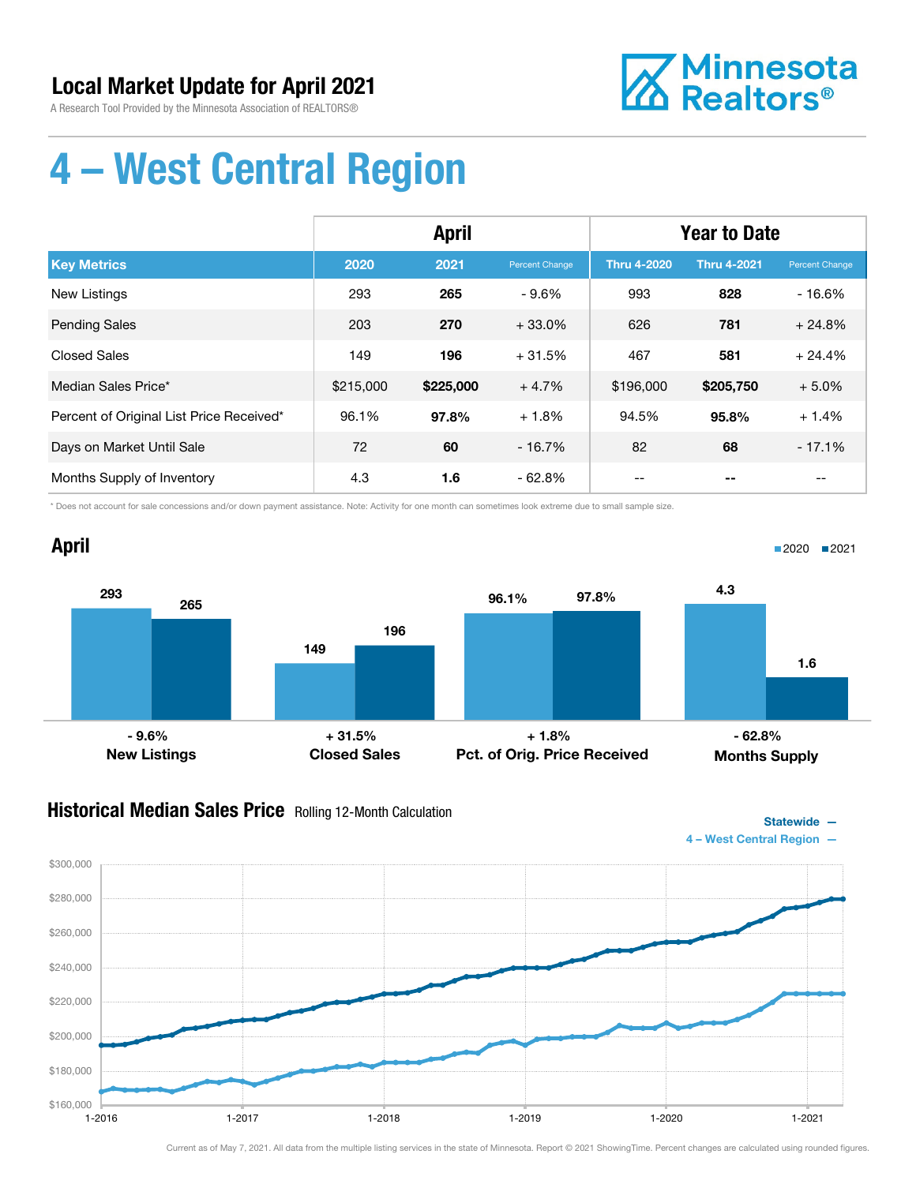# Local Market Update for April 2021

A Research Tool Provided by the Minnesota Association of REALTORS®

Minnesota Realtors®

# 4 – West Central Region

| | April | | | Year to Date | | |
|---|---|---|---|---|---|---|
| **Key Metrics** | **2020** | **2021** | **Percent Change** | **Thru 4-2020** | **Thru 4-2021** | **Percent Change** |
| New Listings | 293 | **265** | - 9.6% | 993 | **828** | - 16.6% |
| Pending Sales | 203 | **270** | + 33.0% | 626 | **781** | + 24.8% |
| Closed Sales | 149 | **196** | + 31.5% | 467 | **581** | + 24.4% |
| Median Sales Price* | $215,000 | **$225,000** | + 4.7% | $196,000 | **$205,750** | + 5.0% |
| Percent of Original List Price Received* | 96.1% | **97.8%** | + 1.8% | 94.5% | **95.8%** | + 1.4% |
| Days on Market Until Sale | 72 | **60** | - 16.7% | 82 | **68** | - 17.1% |
| Months Supply of Inventory | 4.3 | **1.6** | - 62.8% | -- | **--** | -- |

\* Does not account for sale concessions and/or down payment assistance. Note: Activity for one month can sometimes look extreme due to small sample size.

## April

2020 ■ 2021 ■

| | 2020 | 2021 | Change |
|---|---|---|---|
| New Listings | 293 | 265 | - 9.6% |
| Closed Sales | 149 | 196 | + 31.5% |
| Pct. of Orig. Price Received | 96.1% | 97.8% | + 1.8% |
| Months Supply | 4.3 | 1.6 | - 62.8% |

## Historical Median Sales Price

Rolling 12-Month Calculation

Statewide —
4 – West Central Region —

Current as of May 7, 2021. All data from the multiple listing services in the state of Minnesota. Report © 2021 ShowingTime. Percent changes are calculated using rounded figures.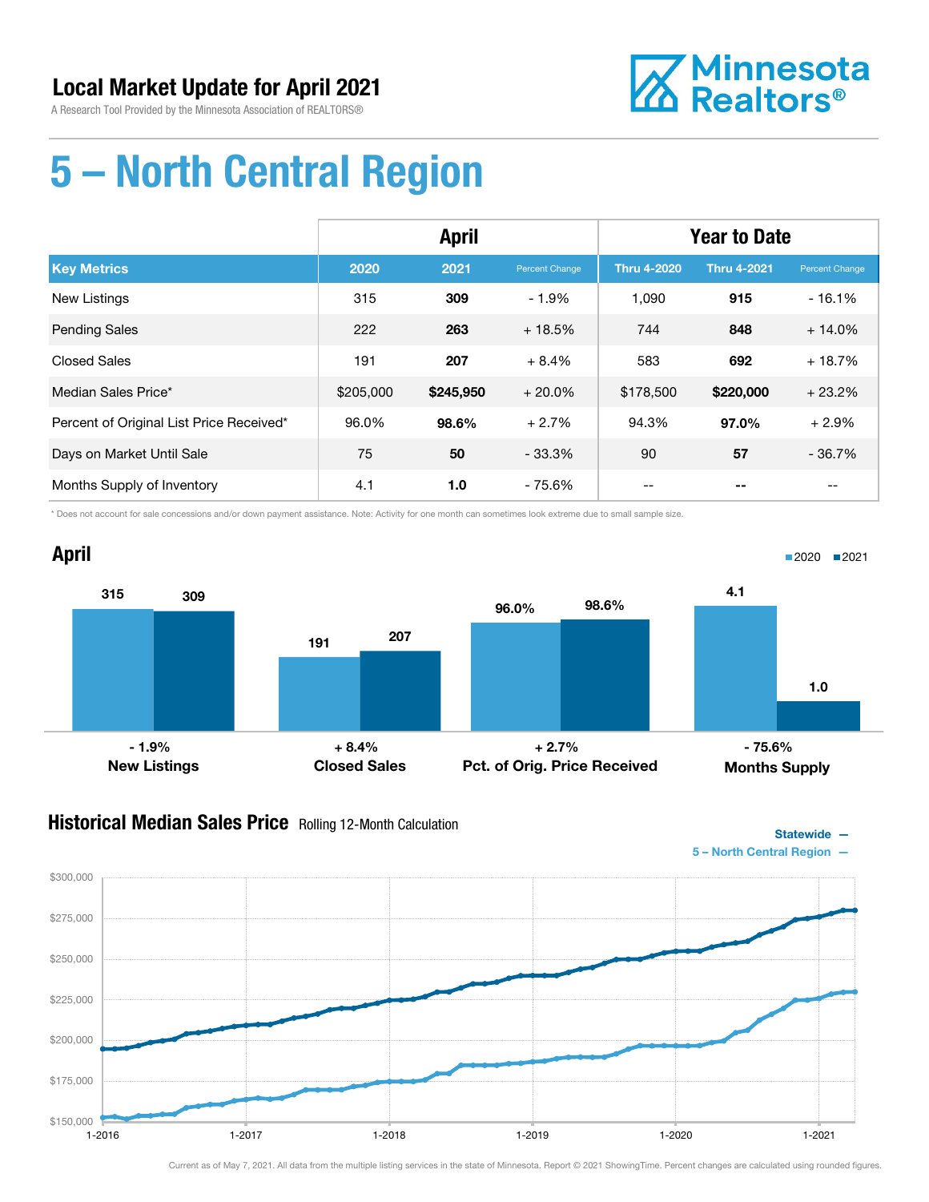# Local Market Update for April 2021

A Research Tool Provided by the Minnesota Association of REALTORS®

Minnesota Realtors®

# 5 – North Central Region

| | April | | | Year to Date | | |
|---|---|---|---|---|---|---|
| **Key Metrics** | **2020** | **2021** | **Percent Change** | **Thru 4-2020** | **Thru 4-2021** | **Percent Change** |
| New Listings | 315 | **309** | - 1.9% | 1,090 | **915** | - 16.1% |
| Pending Sales | 222 | **263** | + 18.5% | 744 | **848** | + 14.0% |
| Closed Sales | 191 | **207** | + 8.4% | 583 | **692** | + 18.7% |
| Median Sales Price* | $205,000 | **$245,950** | + 20.0% | $178,500 | **$220,000** | + 23.2% |
| Percent of Original List Price Received* | 96.0% | **98.6%** | + 2.7% | 94.3% | **97.0%** | + 2.9% |
| Days on Market Until Sale | 75 | **50** | - 33.3% | 90 | **57** | - 36.7% |
| Months Supply of Inventory | 4.1 | **1.0** | - 75.6% | -- | **--** | -- |

\* Does not account for sale concessions and/or down payment assistance. Note: Activity for one month can sometimes look extreme due to small sample size.

## April

| | 2020 | 2021 | Change |
|---|---|---|---|
| New Listings | 315 | 309 | - 1.9% |
| Closed Sales | 191 | 207 | + 8.4% |
| Pct. of Orig. Price Received | 96.0% | 98.6% | + 2.7% |
| Months Supply | 4.1 | 1.0 | - 75.6% |

## Historical Median Sales Price Rolling 12-Month Calculation

Statewide —
5 – North Central Region —

$300,000
$275,000
$250,000
$225,000
$200,000
$175,000
$150,000

1-2016 1-2017 1-2018 1-2019 1-2020 1-2021

Current as of May 7, 2021. All data from the multiple listing services in the state of Minnesota. Report © 2021 ShowingTime. Percent changes are calculated using rounded figures.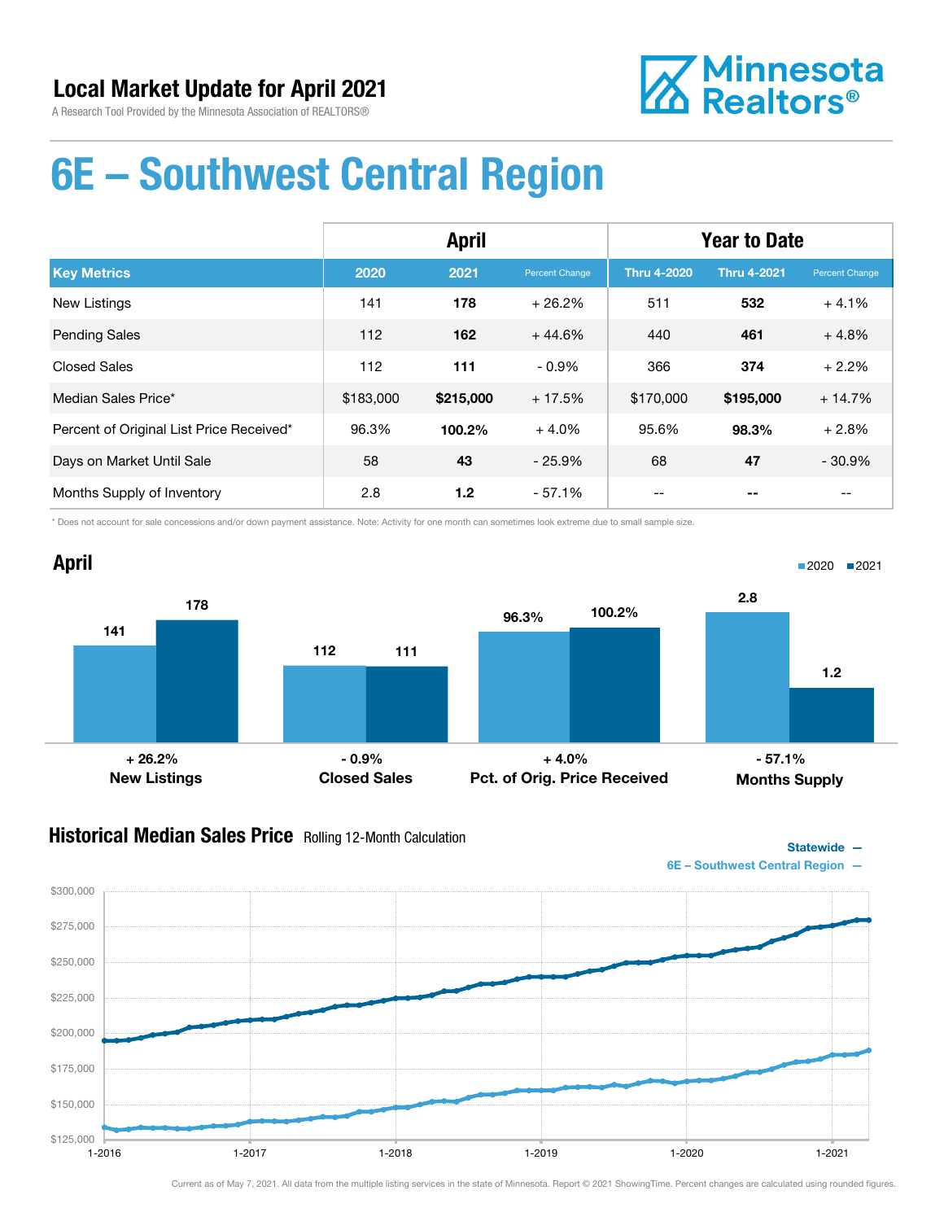# Local Market Update for April 2021

A Research Tool Provided by the Minnesota Association of REALTORS®

Minnesota Realtors®

# 6E – Southwest Central Region

| | April | | | Year to Date | | |
|---|---|---|---|---|---|---|
| **Key Metrics** | **2020** | **2021** | **Percent Change** | **Thru 4-2020** | **Thru 4-2021** | **Percent Change** |
| New Listings | 141 | **178** | + 26.2% | 511 | **532** | + 4.1% |
| Pending Sales | 112 | **162** | + 44.6% | 440 | **461** | + 4.8% |
| Closed Sales | 112 | **111** | - 0.9% | 366 | **374** | + 2.2% |
| Median Sales Price* | $183,000 | **$215,000** | + 17.5% | $170,000 | **$195,000** | + 14.7% |
| Percent of Original List Price Received* | 96.3% | **100.2%** | + 4.0% | 95.6% | **98.3%** | + 2.8% |
| Days on Market Until Sale | 58 | **43** | - 25.9% | 68 | **47** | - 30.9% |
| Months Supply of Inventory | 2.8 | **1.2** | - 57.1% | -- | **--** | -- |

\* Does not account for sale concessions and/or down payment assistance. Note: Activity for one month can sometimes look extreme due to small sample size.

## April

| | 2020 | 2021 | Change |
|---|---|---|---|
| New Listings | 141 | 178 | + 26.2% |
| Closed Sales | 112 | 111 | - 0.9% |
| Pct. of Orig. Price Received | 96.3% | 100.2% | + 4.0% |
| Months Supply | 2.8 | 1.2 | - 57.1% |

## Historical Median Sales Price Rolling 12-Month Calculation

Statewide —
6E – Southwest Central Region —

Current as of May 7, 2021. All data from the multiple listing services in the state of Minnesota. Report © 2021 ShowingTime. Percent changes are calculated using rounded figures.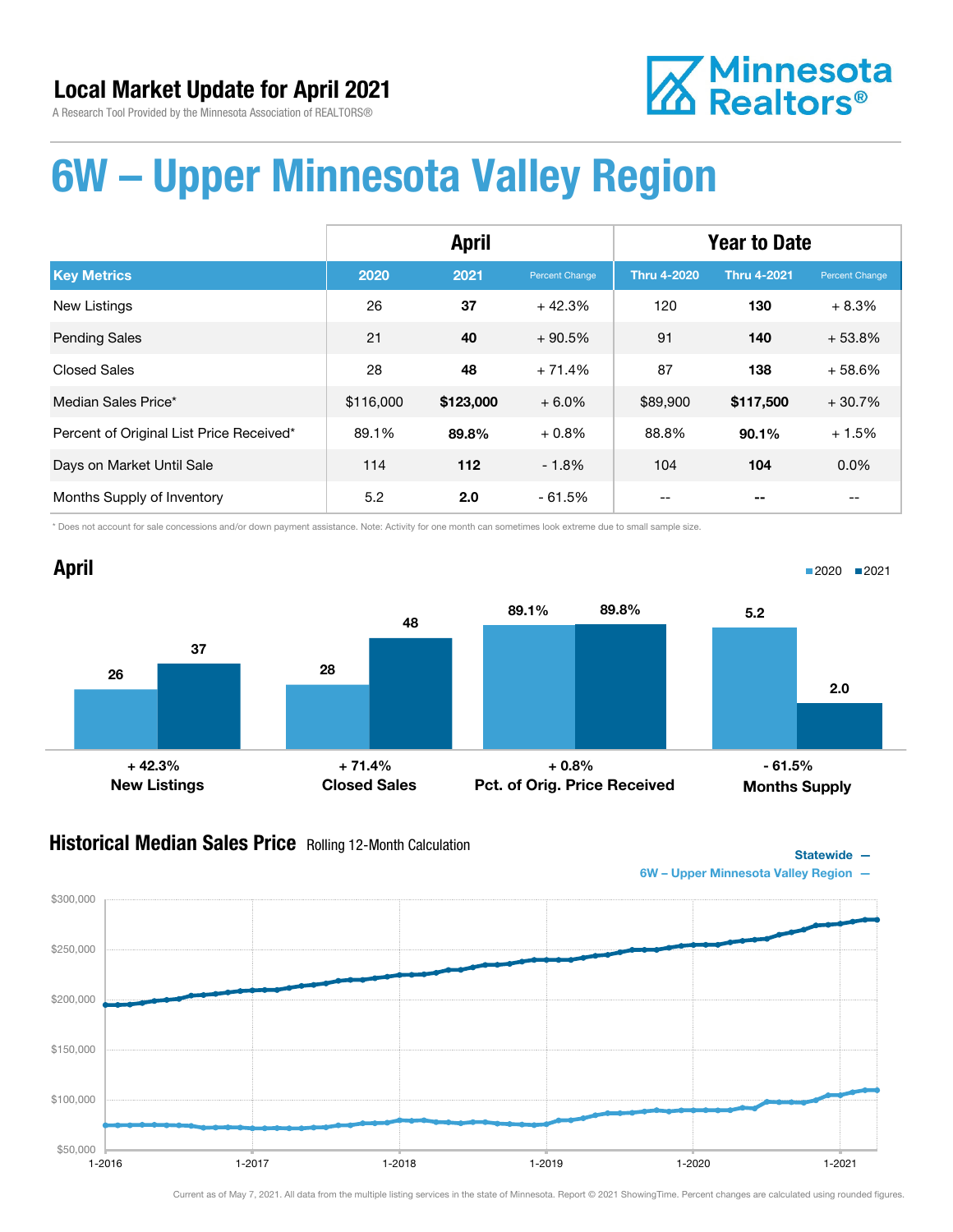## Local Market Update for April 2021

A Research Tool Provided by the Minnesota Association of REALTORS®

# 6W – Upper Minnesota Valley Region

| | April | | | Year to Date | | |
|---|---|---|---|---|---|---|
| **Key Metrics** | **2020** | **2021** | **Percent Change** | **Thru 4-2020** | **Thru 4-2021** | **Percent Change** |
| New Listings | 26 | **37** | + 42.3% | 120 | **130** | + 8.3% |
| Pending Sales | 21 | **40** | + 90.5% | 91 | **140** | + 53.8% |
| Closed Sales | 28 | **48** | + 71.4% | 87 | **138** | + 58.6% |
| Median Sales Price* | $116,000 | **$123,000** | + 6.0% | $89,900 | **$117,500** | + 30.7% |
| Percent of Original List Price Received* | 89.1% | **89.8%** | + 0.8% | 88.8% | **90.1%** | + 1.5% |
| Days on Market Until Sale | 114 | **112** | - 1.8% | 104 | **104** | 0.0% |
| Months Supply of Inventory | 5.2 | **2.0** | - 61.5% | -- | **--** | -- |

\* Does not account for sale concessions and/or down payment assistance. Note: Activity for one month can sometimes look extreme due to small sample size.

## April

| | 2020 | 2021 | Change |
|---|---|---|---|
| New Listings | 26 | 37 | + 42.3% |
| Closed Sales | 28 | 48 | + 71.4% |
| Pct. of Orig. Price Received | 89.1% | 89.8% | + 0.8% |
| Months Supply | 5.2 | 2.0 | - 61.5% |

## Historical Median Sales Price

Rolling 12-Month Calculation

Statewide —
6W – Upper Minnesota Valley Region —

Current as of May 7, 2021. All data from the multiple listing services in the state of Minnesota. Report © 2021 ShowingTime. Percent changes are calculated using rounded figures.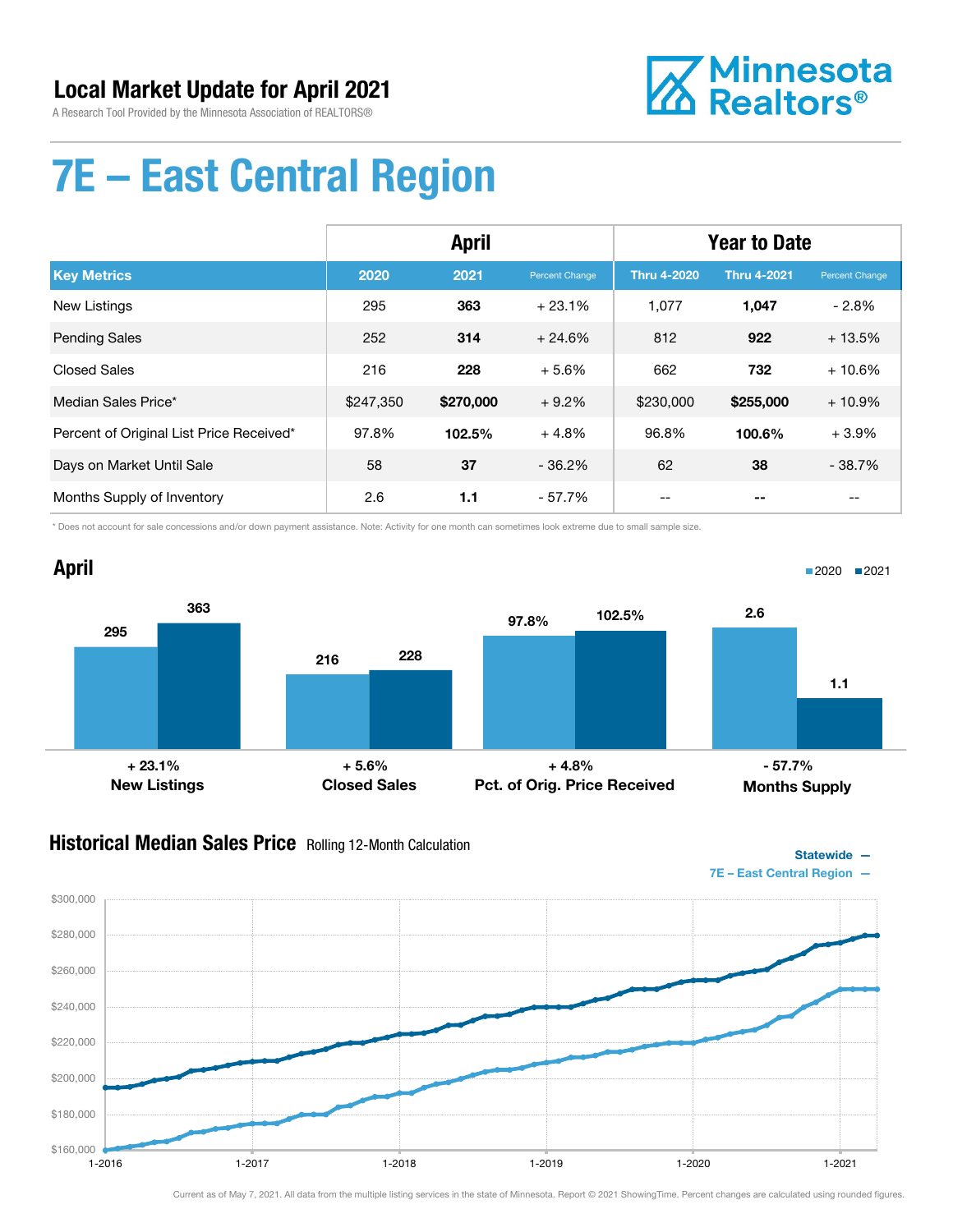# Local Market Update for April 2021

A Research Tool Provided by the Minnesota Association of REALTORS®

Minnesota Realtors®

# 7E – East Central Region

| | April | | | Year to Date | | |
|---|---|---|---|---|---|---|
| **Key Metrics** | **2020** | **2021** | **Percent Change** | **Thru 4-2020** | **Thru 4-2021** | **Percent Change** |
| New Listings | 295 | **363** | + 23.1% | 1,077 | **1,047** | - 2.8% |
| Pending Sales | 252 | **314** | + 24.6% | 812 | **922** | + 13.5% |
| Closed Sales | 216 | **228** | + 5.6% | 662 | **732** | + 10.6% |
| Median Sales Price* | $247,350 | **$270,000** | + 9.2% | $230,000 | **$255,000** | + 10.9% |
| Percent of Original List Price Received* | 97.8% | **102.5%** | + 4.8% | 96.8% | **100.6%** | + 3.9% |
| Days on Market Until Sale | 58 | **37** | - 36.2% | 62 | **38** | - 38.7% |
| Months Supply of Inventory | 2.6 | **1.1** | - 57.7% | -- | **--** | -- |

\* Does not account for sale concessions and/or down payment assistance. Note: Activity for one month can sometimes look extreme due to small sample size.

## April

2020 ■ 2021 ■

| | 2020 | 2021 | Change |
|---|---|---|---|
| New Listings | 295 | 363 | + 23.1% |
| Closed Sales | 216 | 228 | + 5.6% |
| Pct. of Orig. Price Received | 97.8% | 102.5% | + 4.8% |
| Months Supply | 2.6 | 1.1 | - 57.7% |

## Historical Median Sales Price Rolling 12-Month Calculation

Statewide —
7E – East Central Region —

Current as of May 7, 2021. All data from the multiple listing services in the state of Minnesota. Report © 2021 ShowingTime. Percent changes are calculated using rounded figures.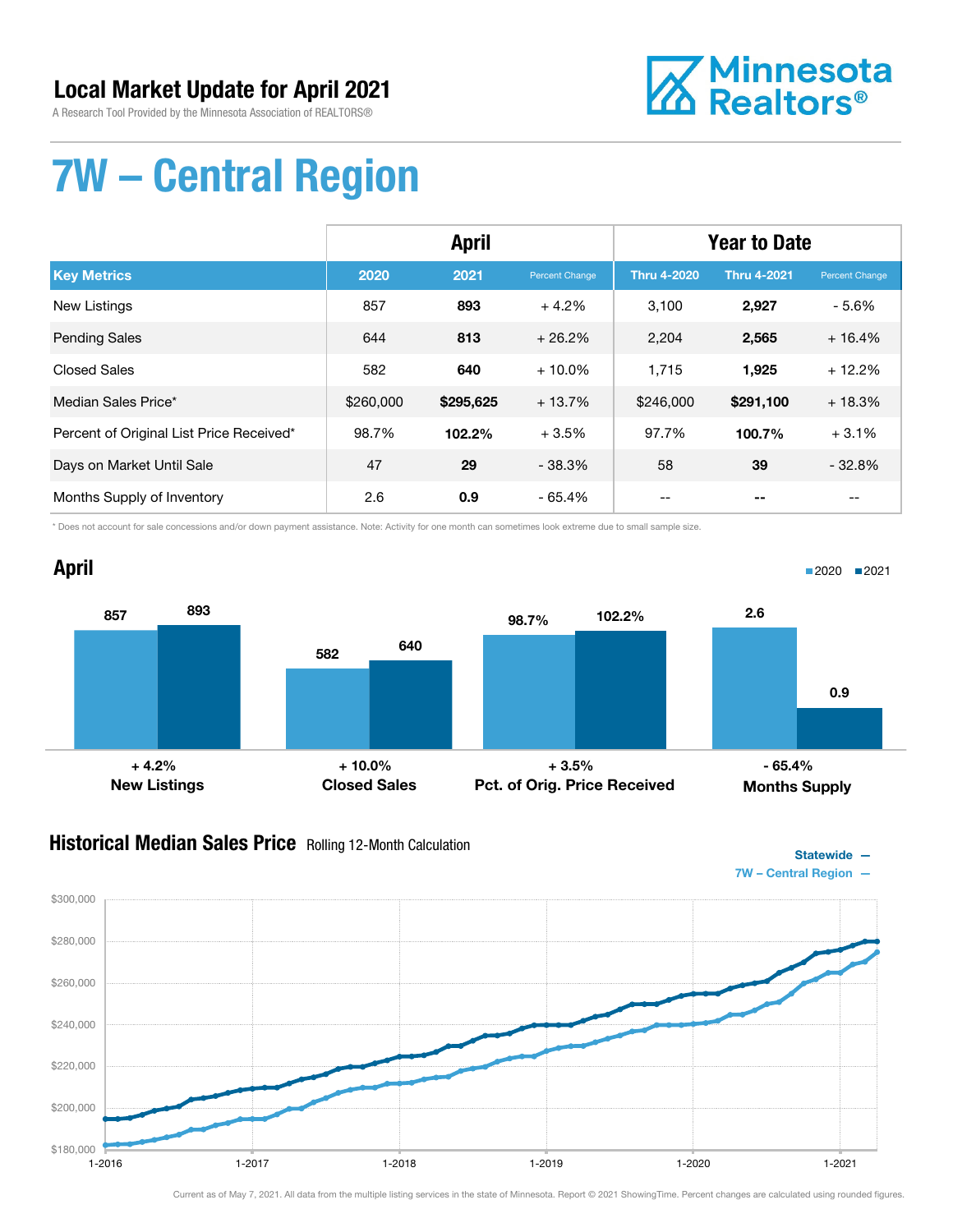# Local Market Update for April 2021

A Research Tool Provided by the Minnesota Association of REALTORS®

Minnesota Realtors®

# 7W – Central Region

| | April | | | Year to Date | | |
|---|---|---|---|---|---|---|
| **Key Metrics** | **2020** | **2021** | **Percent Change** | **Thru 4-2020** | **Thru 4-2021** | **Percent Change** |
| New Listings | 857 | **893** | + 4.2% | 3,100 | **2,927** | - 5.6% |
| Pending Sales | 644 | **813** | + 26.2% | 2,204 | **2,565** | + 16.4% |
| Closed Sales | 582 | **640** | + 10.0% | 1,715 | **1,925** | + 12.2% |
| Median Sales Price* | $260,000 | **$295,625** | + 13.7% | $246,000 | **$291,100** | + 18.3% |
| Percent of Original List Price Received* | 98.7% | **102.2%** | + 3.5% | 97.7% | **100.7%** | + 3.1% |
| Days on Market Until Sale | 47 | **29** | - 38.3% | 58 | **39** | - 32.8% |
| Months Supply of Inventory | 2.6 | **0.9** | - 65.4% | -- | **--** | -- |

\* Does not account for sale concessions and/or down payment assistance. Note: Activity for one month can sometimes look extreme due to small sample size.

## April

| | 2020 | 2021 | Change |
|---|---|---|---|
| New Listings | 857 | 893 | + 4.2% |
| Closed Sales | 582 | 640 | + 10.0% |
| Pct. of Orig. Price Received | 98.7% | 102.2% | + 3.5% |
| Months Supply | 2.6 | 0.9 | - 65.4% |

## Historical Median Sales Price Rolling 12-Month Calculation

Statewide — 7W – Central Region —

Current as of May 7, 2021. All data from the multiple listing services in the state of Minnesota. Report © 2021 ShowingTime. Percent changes are calculated using rounded figures.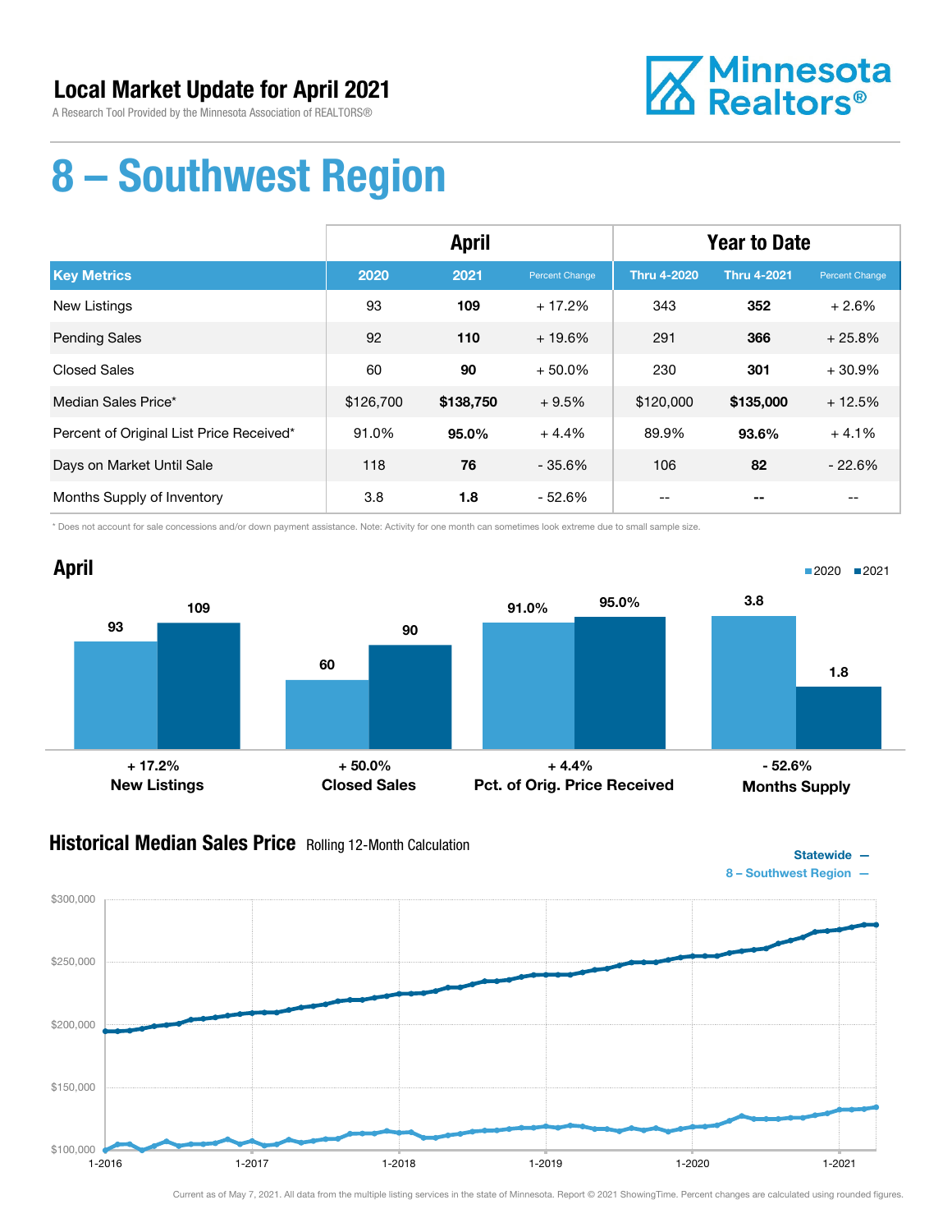# Local Market Update for April 2021

A Research Tool Provided by the Minnesota Association of REALTORS®

Minnesota Realtors®

# 8 – Southwest Region

| Key Metrics | April 2020 | April 2021 | Percent Change | Year to Date Thru 4-2020 | Year to Date Thru 4-2021 | Percent Change |
|---|---|---|---|---|---|---|
| New Listings | 93 | **109** | + 17.2% | 343 | **352** | + 2.6% |
| Pending Sales | 92 | **110** | + 19.6% | 291 | **366** | + 25.8% |
| Closed Sales | 60 | **90** | + 50.0% | 230 | **301** | + 30.9% |
| Median Sales Price* | $126,700 | **$138,750** | + 9.5% | $120,000 | **$135,000** | + 12.5% |
| Percent of Original List Price Received* | 91.0% | **95.0%** | + 4.4% | 89.9% | **93.6%** | + 4.1% |
| Days on Market Until Sale | 118 | **76** | - 35.6% | 106 | **82** | - 22.6% |
| Months Supply of Inventory | 3.8 | **1.8** | - 52.6% | -- | **--** | -- |

* Does not account for sale concessions and/or down payment assistance. Note: Activity for one month can sometimes look extreme due to small sample size.

## April

| | 2020 | 2021 | Change |
|---|---|---|---|
| New Listings | 93 | 109 | + 17.2% |
| Closed Sales | 60 | 90 | + 50.0% |
| Pct. of Orig. Price Received | 91.0% | 95.0% | + 4.4% |
| Months Supply | 3.8 | 1.8 | - 52.6% |

## Historical Median Sales Price

Rolling 12-Month Calculation

Statewide —
8 – Southwest Region —

Current as of May 7, 2021. All data from the multiple listing services in the state of Minnesota. Report © 2021 ShowingTime. Percent changes are calculated using rounded figures.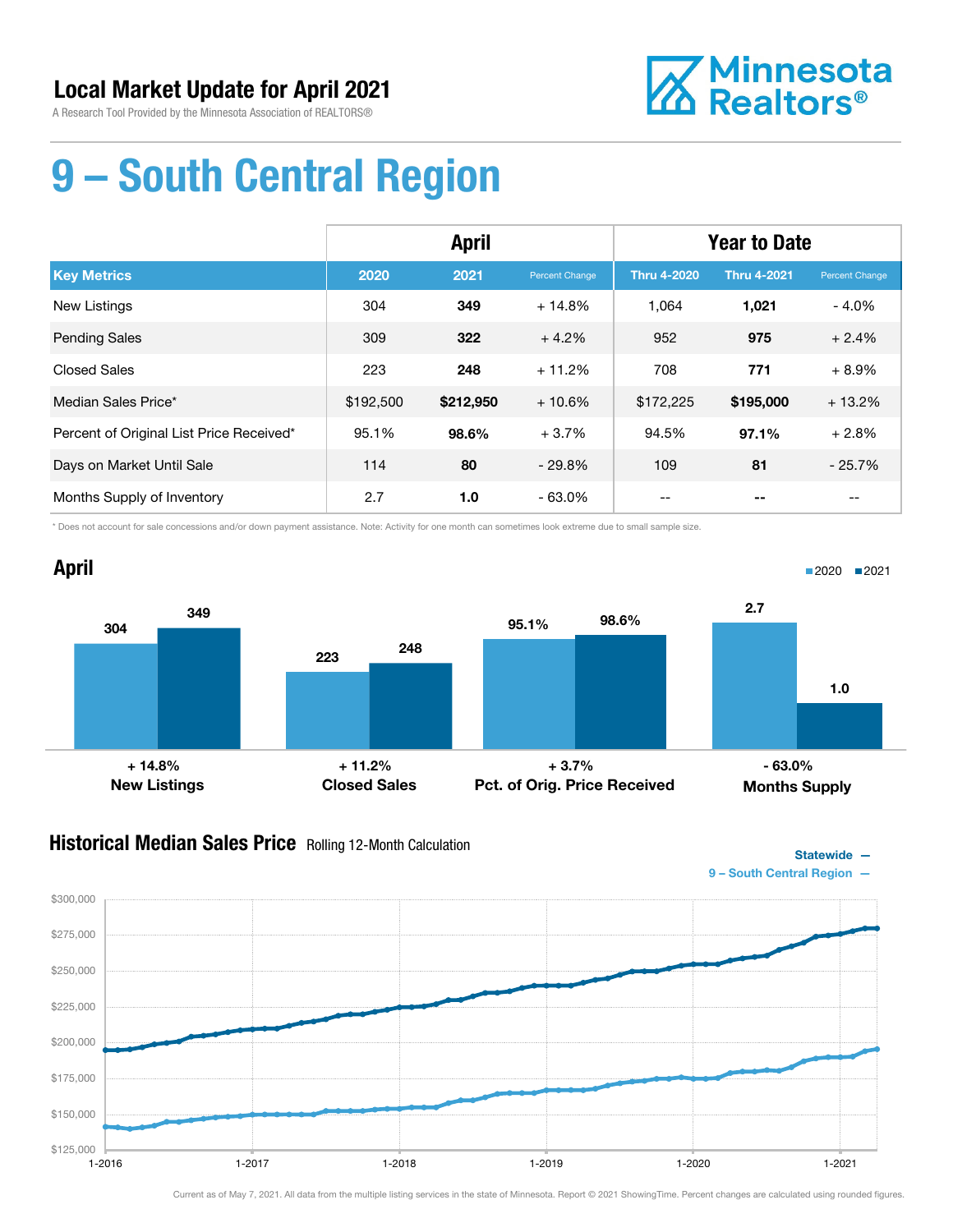# Local Market Update for April 2021

A Research Tool Provided by the Minnesota Association of REALTORS®

Minnesota Realtors®

# 9 – South Central Region

| | April | | | Year to Date | | |
|---|---|---|---|---|---|---|
| **Key Metrics** | **2020** | **2021** | **Percent Change** | **Thru 4-2020** | **Thru 4-2021** | **Percent Change** |
| New Listings | 304 | **349** | + 14.8% | 1,064 | **1,021** | - 4.0% |
| Pending Sales | 309 | **322** | + 4.2% | 952 | **975** | + 2.4% |
| Closed Sales | 223 | **248** | + 11.2% | 708 | **771** | + 8.9% |
| Median Sales Price* | $192,500 | **$212,950** | + 10.6% | $172,225 | **$195,000** | + 13.2% |
| Percent of Original List Price Received* | 95.1% | **98.6%** | + 3.7% | 94.5% | **97.1%** | + 2.8% |
| Days on Market Until Sale | 114 | **80** | - 29.8% | 109 | **81** | - 25.7% |
| Months Supply of Inventory | 2.7 | **1.0** | - 63.0% | -- | **--** | -- |

\* Does not account for sale concessions and/or down payment assistance. Note: Activity for one month can sometimes look extreme due to small sample size.

## April

| | 2020 | 2021 | Change |
|---|---|---|---|
| New Listings | 304 | 349 | + 14.8% |
| Closed Sales | 223 | 248 | + 11.2% |
| Pct. of Orig. Price Received | 95.1% | 98.6% | + 3.7% |
| Months Supply | 2.7 | 1.0 | - 63.0% |

## Historical Median Sales Price Rolling 12-Month Calculation

Statewide —
9 – South Central Region —

Current as of May 7, 2021. All data from the multiple listing services in the state of Minnesota. Report © 2021 ShowingTime. Percent changes are calculated using rounded figures.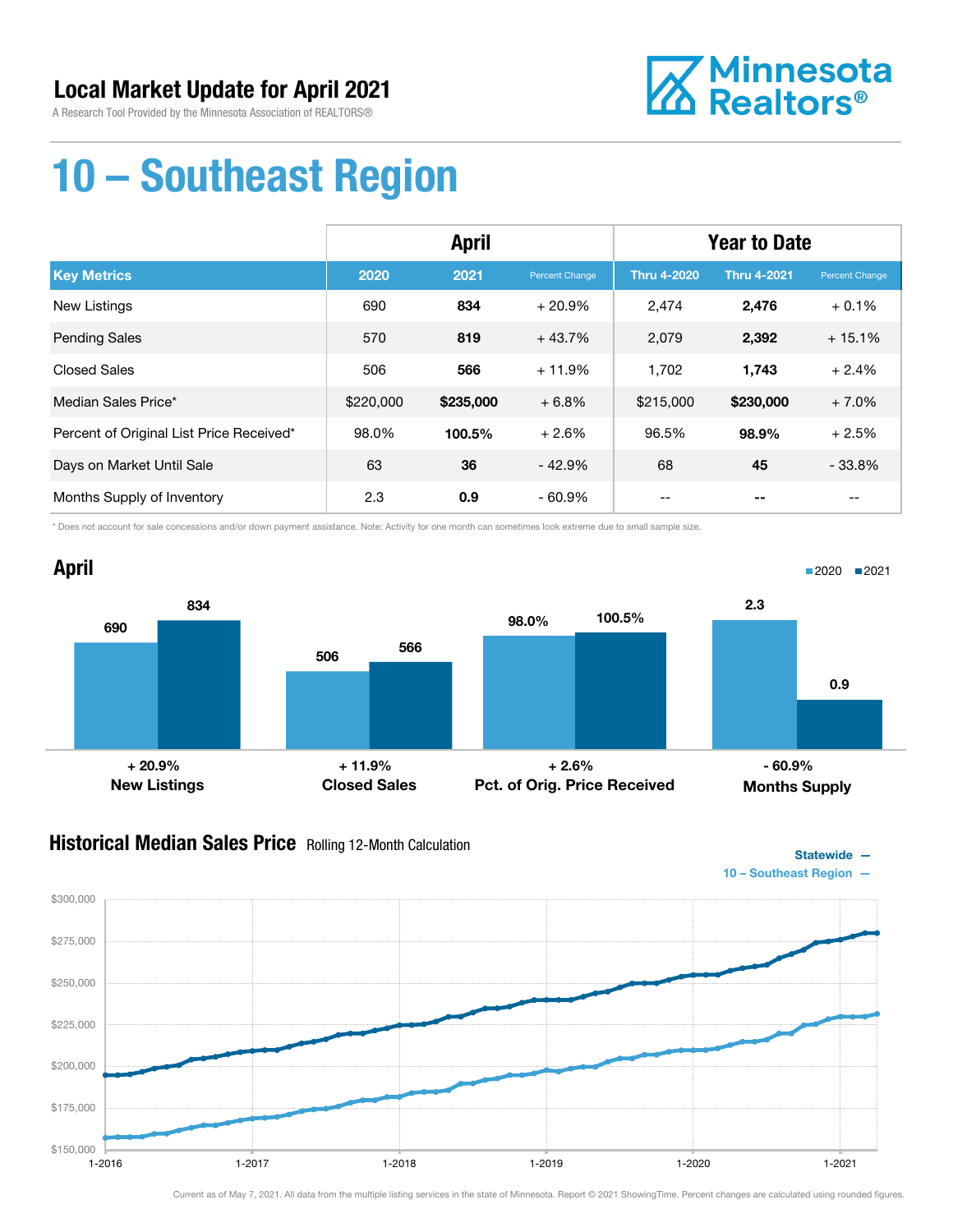# Local Market Update for April 2021

A Research Tool Provided by the Minnesota Association of REALTORS®

Minnesota Realtors®

# 10 – Southeast Region

| | April | | | Year to Date | | |
|---|---|---|---|---|---|---|
| **Key Metrics** | **2020** | **2021** | **Percent Change** | **Thru 4-2020** | **Thru 4-2021** | **Percent Change** |
| New Listings | 690 | **834** | + 20.9% | 2,474 | **2,476** | + 0.1% |
| Pending Sales | 570 | **819** | + 43.7% | 2,079 | **2,392** | + 15.1% |
| Closed Sales | 506 | **566** | + 11.9% | 1,702 | **1,743** | + 2.4% |
| Median Sales Price* | $220,000 | **$235,000** | + 6.8% | $215,000 | **$230,000** | + 7.0% |
| Percent of Original List Price Received* | 98.0% | **100.5%** | + 2.6% | 96.5% | **98.9%** | + 2.5% |
| Days on Market Until Sale | 63 | **36** | - 42.9% | 68 | **45** | - 33.8% |
| Months Supply of Inventory | 2.3 | **0.9** | - 60.9% | -- | **--** | -- |

\* Does not account for sale concessions and/or down payment assistance. Note: Activity for one month can sometimes look extreme due to small sample size.

## April

■2020 ■2021

| | 2020 | 2021 | Change |
|---|---|---|---|
| New Listings | 690 | 834 | + 20.9% |
| Closed Sales | 506 | 566 | + 11.9% |
| Pct. of Orig. Price Received | 98.0% | 100.5% | + 2.6% |
| Months Supply | 2.3 | 0.9 | - 60.9% |

## Historical Median Sales Price Rolling 12-Month Calculation

Statewide —
10 – Southeast Region —

$300,000 · $275,000 · $250,000 · $225,000 · $200,000 · $175,000 · $150,000

1-2016 · 1-2017 · 1-2018 · 1-2019 · 1-2020 · 1-2021

Current as of May 7, 2021. All data from the multiple listing services in the state of Minnesota. Report © 2021 ShowingTime. Percent changes are calculated using rounded figures.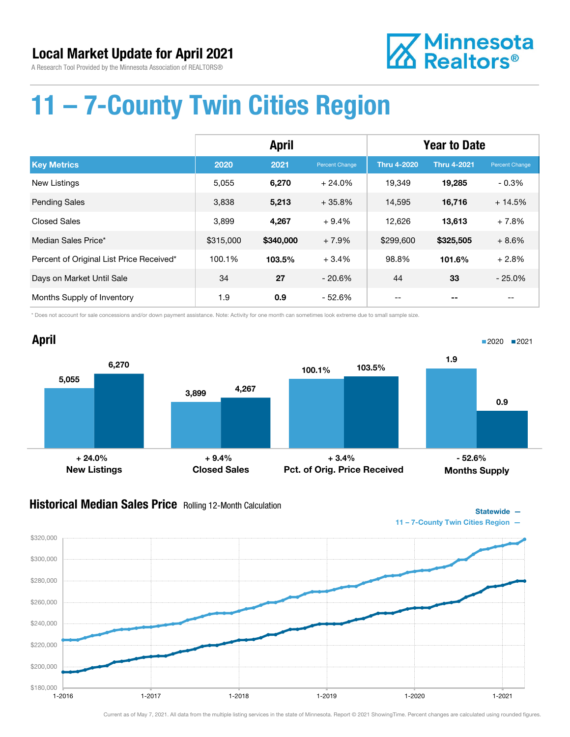# Local Market Update for April 2021

A Research Tool Provided by the Minnesota Association of REALTORS®

Minnesota Realtors®

# 11 – 7-County Twin Cities Region

| | April | | | Year to Date | | |
|---|---|---|---|---|---|---|
| **Key Metrics** | **2020** | **2021** | **Percent Change** | **Thru 4-2020** | **Thru 4-2021** | **Percent Change** |
| New Listings | 5,055 | **6,270** | + 24.0% | 19,349 | **19,285** | - 0.3% |
| Pending Sales | 3,838 | **5,213** | + 35.8% | 14,595 | **16,716** | + 14.5% |
| Closed Sales | 3,899 | **4,267** | + 9.4% | 12,626 | **13,613** | + 7.8% |
| Median Sales Price* | $315,000 | **$340,000** | + 7.9% | $299,600 | **$325,505** | + 8.6% |
| Percent of Original List Price Received* | 100.1% | **103.5%** | + 3.4% | 98.8% | **101.6%** | + 2.8% |
| Days on Market Until Sale | 34 | **27** | - 20.6% | 44 | **33** | - 25.0% |
| Months Supply of Inventory | 1.9 | **0.9** | - 52.6% | -- | **--** | -- |

\* Does not account for sale concessions and/or down payment assistance. Note: Activity for one month can sometimes look extreme due to small sample size.

## April

2020 2021

5,055
6,270
+ 24.0%
**New Listings**

3,899
4,267
+ 9.4%
**Closed Sales**

100.1%
103.5%
+ 3.4%
**Pct. of Orig. Price Received**

1.9
0.9
- 52.6%
**Months Supply**

## Historical Median Sales Price

Rolling 12-Month Calculation

Statewide —
11 – 7-County Twin Cities Region —

$320,000
$300,000
$280,000
$260,000
$240,000
$220,000
$200,000
$180,000

1-2016 1-2017 1-2018 1-2019 1-2020 1-2021

Current as of May 7, 2021. All data from the multiple listing services in the state of Minnesota. Report © 2021 ShowingTime. Percent changes are calculated using rounded figures.